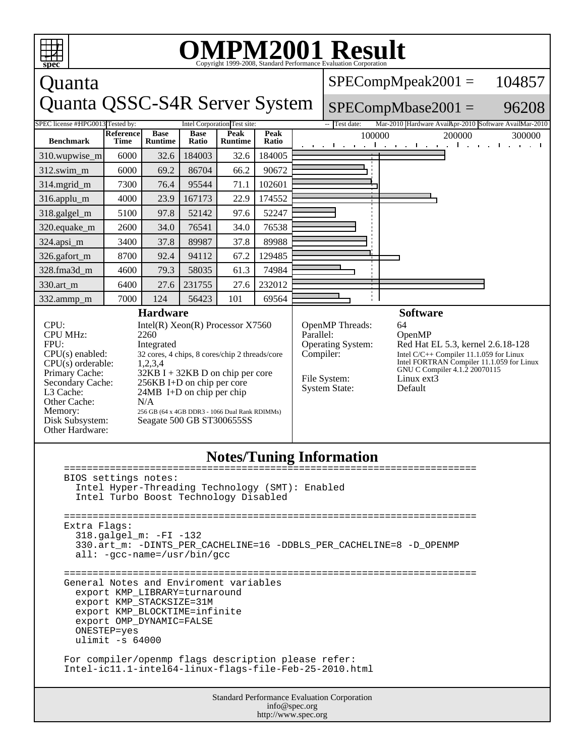# OMPM2001 Result

Copyright 1999-2008, Standard Performance Evaluation Corporation

## Quanta
## Quanta QSSC-S4R Server System

SPECompMpeak2001 = 104857

SPECompMbase2001 = 96208

SPEC license #: HPG0013 | Tested by: Intel Corporation | Test site: -- | Test date: Mar-2010 | Hardware Avail: Apr-2010 | Software Avail: Mar-2010

| Benchmark | Reference Time | Base Runtime | Base Ratio | Peak Runtime | Peak Ratio |
|---|---|---|---|---|---|
| 310.wupwise_m | 6000 | 32.6 | 184003 | 32.6 | 184005 |
| 312.swim_m | 6000 | 69.2 | 86704 | 66.2 | 90672 |
| 314.mgrid_m | 7300 | 76.4 | 95544 | 71.1 | 102601 |
| 316.applu_m | 4000 | 23.9 | 167173 | 22.9 | 174552 |
| 318.galgel_m | 5100 | 97.8 | 52142 | 97.6 | 52247 |
| 320.equake_m | 2600 | 34.0 | 76541 | 34.0 | 76538 |
| 324.apsi_m | 3400 | 37.8 | 89987 | 37.8 | 89988 |
| 326.gafort_m | 8700 | 92.4 | 94112 | 67.2 | 129485 |
| 328.fma3d_m | 4600 | 79.3 | 58035 | 61.3 | 74984 |
| 330.art_m | 6400 | 27.6 | 231755 | 27.6 | 232012 |
| 332.ammp_m | 7000 | 124 | 56423 | 101 | 69564 |

### Hardware

| | |
|---|---|
| CPU: | Intel(R) Xeon(R) Processor X7560 |
| CPU MHz: | 2260 |
| FPU: | Integrated |
| CPU(s) enabled: | 32 cores, 4 chips, 8 cores/chip 2 threads/core |
| CPU(s) orderable: | 1,2,3,4 |
| Primary Cache: | 32KB I + 32KB D on chip per core |
| Secondary Cache: | 256KB I+D on chip per core |
| L3 Cache: | 24MB I+D on chip per chip |
| Other Cache: | N/A |
| Memory: | 256 GB (64 x 4GB DDR3 - 1066 Dual Rank RDIMMs) |
| Disk Subsystem: | Seagate 500 GB ST300655SS |
| Other Hardware: | |

### Software

| | |
|---|---|
| OpenMP Threads: | 64 |
| Parallel: | OpenMP |
| Operating System: | Red Hat EL 5.3, kernel 2.6.18-128 |
| Compiler: | Intel C/C++ Compiler 11.1.059 for Linux<br>Intel FORTRAN Compiler 11.1.059 for Linux<br>GNU C Compiler 4.1.2 20070115 |
| File System: | Linux ext3 |
| System State: | Default |

### Notes/Tuning Information

```
========================================================================
BIOS settings notes:
  Intel Hyper-Threading Technology (SMT): Enabled
  Intel Turbo Boost Technology Disabled

========================================================================
Extra Flags:
  318.galgel_m: -FI -132
  330.art_m: -DINTS_PER_CACHELINE=16 -DDBLS_PER_CACHELINE=8 -D_OPENMP
  all: -gcc-name=/usr/bin/gcc

========================================================================
General Notes and Enviroment variables
  export KMP_LIBRARY=turnaround
  export KMP_STACKSIZE=31M
  export KMP_BLOCKTIME=infinite
  export OMP_DYNAMIC=FALSE
  ONESTEP=yes
  ulimit -s 64000

For compiler/openmp flags description please refer:
Intel-ic11.1-intel64-linux-flags-file-Feb-25-2010.html
```

Standard Performance Evaluation Corporation
info@spec.org
http://www.spec.org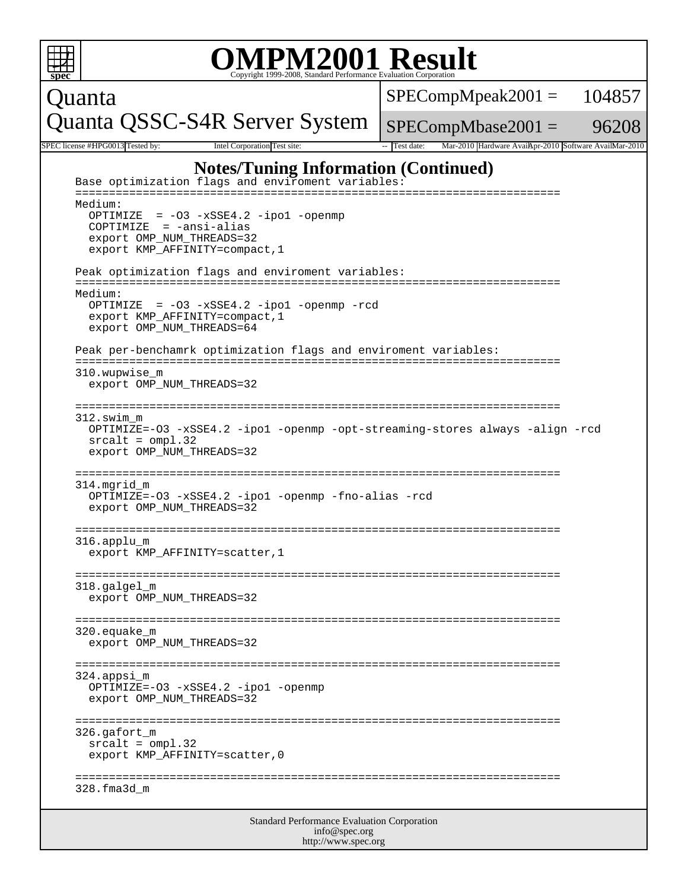# OMPM2001 Result

Copyright 1999-2008, Standard Performance Evaluation Corporation

| Quanta | SPECompMpeak2001 = | 104857 |
| --- | --- | --- |
| Quanta QSSC-S4R Server System | SPECompMbase2001 = | 96208 |

SPEC license #: HPG0013 Tested by: Intel Corporation Test site: -- Test date: Mar-2010 Hardware Avail: Apr-2010 Software Avail: Mar-2010

## Notes/Tuning Information (Continued)

```
Base optimization flags and enviroment variables:
========================================================================
Medium:
  OPTIMIZE  = -O3 -xSSE4.2 -ipo1 -openmp
  COPTIMIZE  = -ansi-alias
  export OMP_NUM_THREADS=32
  export KMP_AFFINITY=compact,1

Peak optimization flags and enviroment variables:
========================================================================
Medium:
  OPTIMIZE  = -O3 -xSSE4.2 -ipo1 -openmp -rcd
  export KMP_AFFINITY=compact,1
  export OMP_NUM_THREADS=64

Peak per-benchamrk optimization flags and enviroment variables:
========================================================================
310.wupwise_m
  export OMP_NUM_THREADS=32

========================================================================
312.swim_m
  OPTIMIZE=-O3 -xSSE4.2 -ipo1 -openmp -opt-streaming-stores always -align -rcd
  srcalt = ompl.32
  export OMP_NUM_THREADS=32

========================================================================
314.mgrid_m
  OPTIMIZE=-O3 -xSSE4.2 -ipo1 -openmp -fno-alias -rcd
  export OMP_NUM_THREADS=32

========================================================================
316.applu_m
  export KMP_AFFINITY=scatter,1

========================================================================
318.galgel_m
  export OMP_NUM_THREADS=32

========================================================================
320.equake_m
  export OMP_NUM_THREADS=32

========================================================================
324.appsi_m
  OPTIMIZE=-O3 -xSSE4.2 -ipo1 -openmp
  export OMP_NUM_THREADS=32

========================================================================
326.gafort_m
  srcalt = ompl.32
  export KMP_AFFINITY=scatter,0

========================================================================
328.fma3d_m
```

Standard Performance Evaluation Corporation
info@spec.org
http://www.spec.org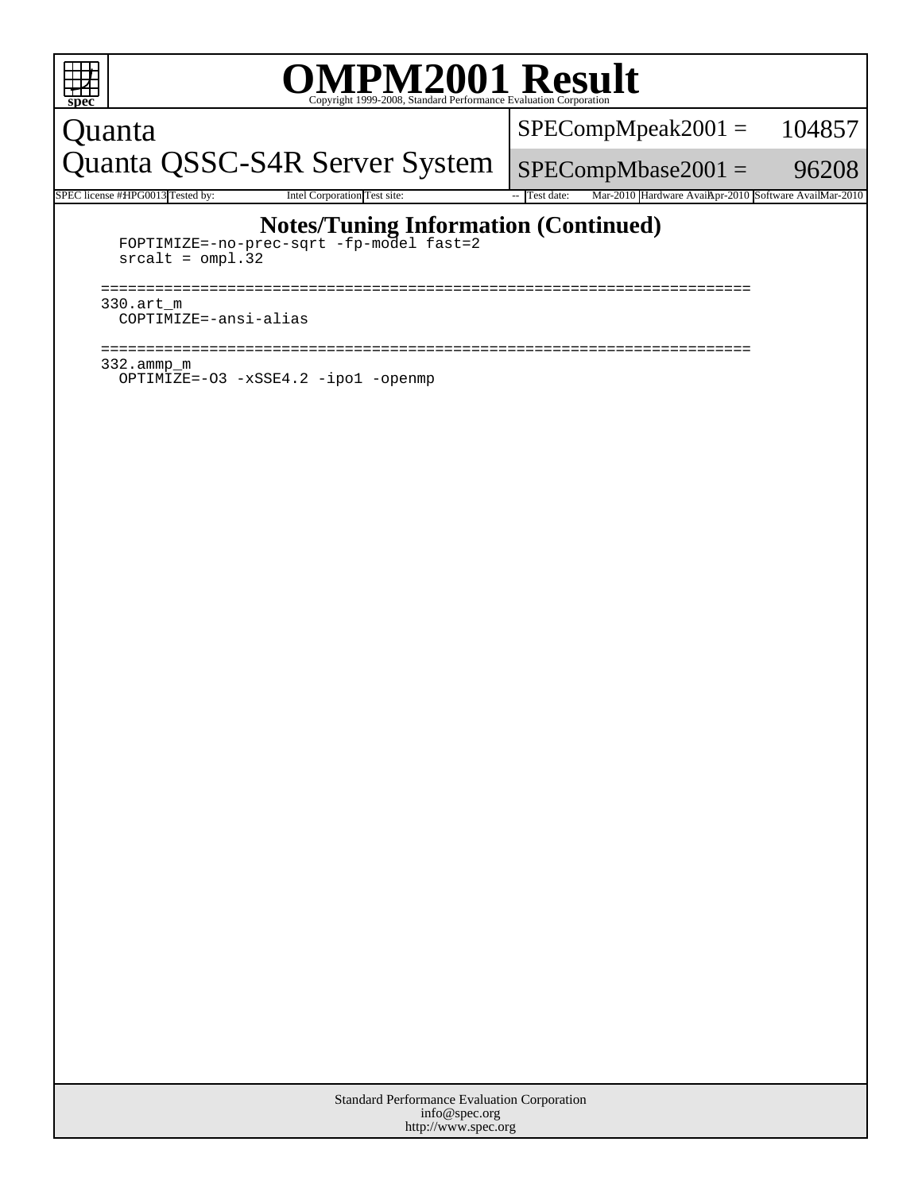# OMPM2001 Result

Copyright 1999-2008, Standard Performance Evaluation Corporation

## Quanta
## Quanta QSSC-S4R Server System

SPECompMpeak2001 = 104857

SPECompMbase2001 = 96208

| SPEC license #: HPG0013 | Tested by: Intel Corporation | Test site: -- | Test date: Mar-2010 | Hardware Avail: Apr-2010 | Software Avail: Mar-2010 |
|---|---|---|---|---|---|

### Notes/Tuning Information (Continued)

```
  FOPTIMIZE=-no-prec-sqrt -fp-model fast=2
  srcalt = ompl.32

========================================================================
330.art_m
  COPTIMIZE=-ansi-alias

========================================================================
332.ammp_m
  OPTIMIZE=-O3 -xSSE4.2 -ipo1 -openmp
```

Standard Performance Evaluation Corporation
info@spec.org
http://www.spec.org